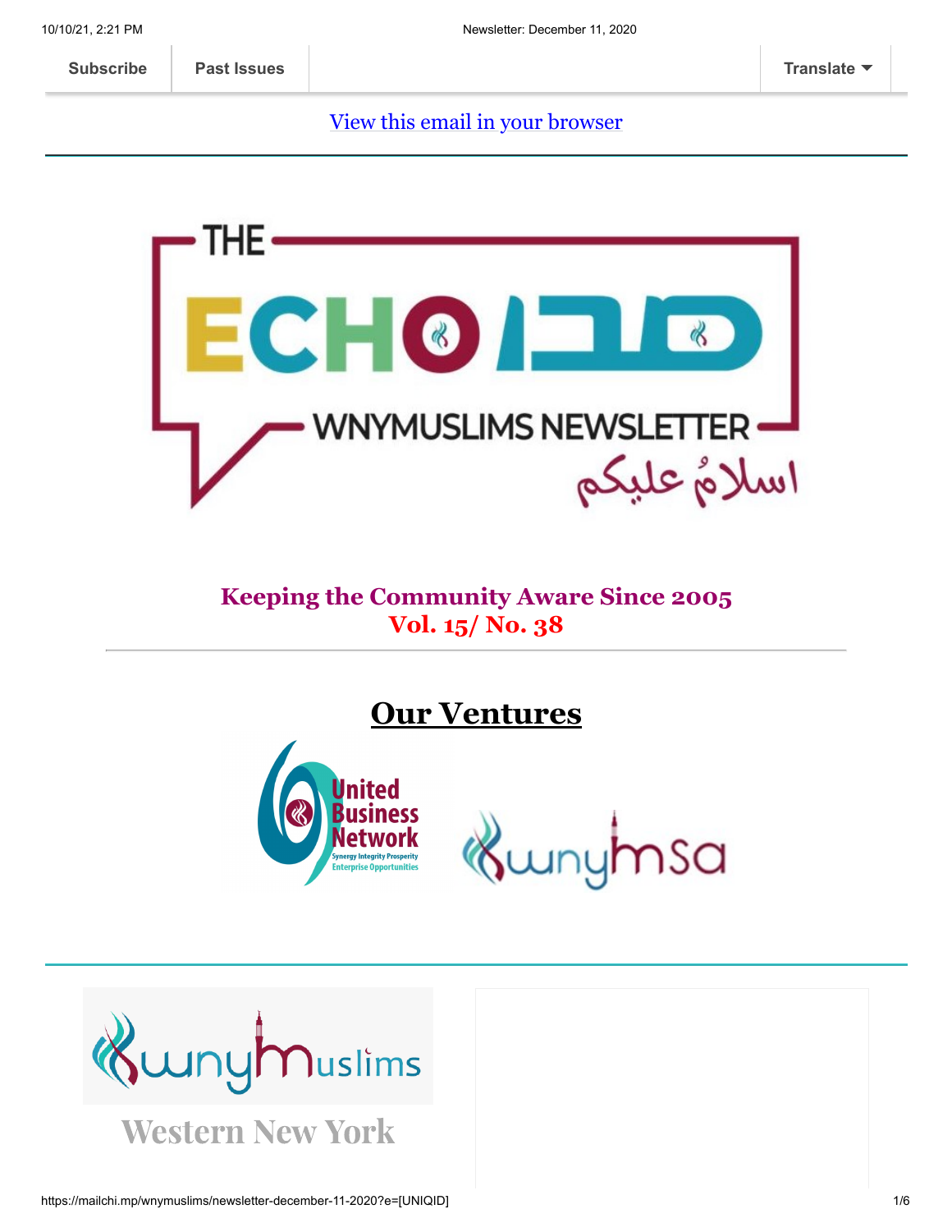Subscribe | Past Issues | Translate

View this email in your browser

THE ECHO صدى

WNYMUSLIMS NEWSLETTER

اسلامُ عليكم

**Keeping the Community Aware Since 2005**
**Vol. 15/ No. 38**

---

## Our Ventures

United Business Network
Synergy Integrity Prosperity
Enterprise Opportunities

wnymsa

---

wnyMuslims

Western New York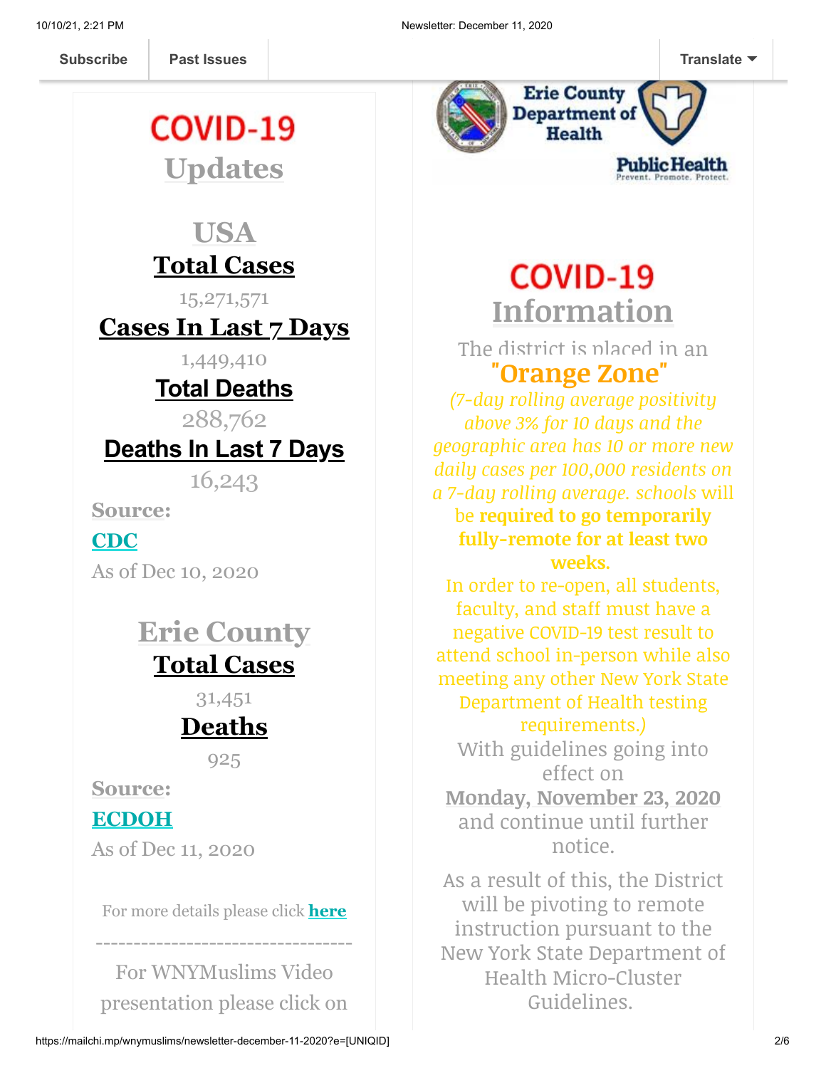Subscribe | Past Issues | Translate

# COVID-19 Updates

## USA

### Total Cases

15,271,571

### Cases In Last 7 Days

1,449,410

### Total Deaths

288,762

### Deaths In Last 7 Days

16,243

**Source:**
**CDC**
As of Dec 10, 2020

## Erie County

### Total Cases

31,451

### Deaths

925

**Source:**
**ECDOH**
As of Dec 11, 2020

For more details please click **here**

----------------------------------

For WNYMuslims Video presentation please click on

Erie County Department of Health
Public Health
Prevent. Promote. Protect.

# COVID-19 Information

The district is placed in an

**"Orange Zone"**

*(7-day rolling average positivity above 3% for 10 days and the geographic area has 10 or more new daily cases per 100,000 residents on a 7-day rolling average. schools* will be **required to go temporarily fully-remote for at least two weeks.**

In order to re-open, all students, faculty, and staff must have a negative COVID-19 test result to attend school in-person while also meeting any other New York State Department of Health testing requirements.)

With guidelines going into effect on
**Monday, November 23, 2020**
and continue until further notice.

As a result of this, the District will be pivoting to remote instruction pursuant to the New York State Department of Health Micro-Cluster Guidelines.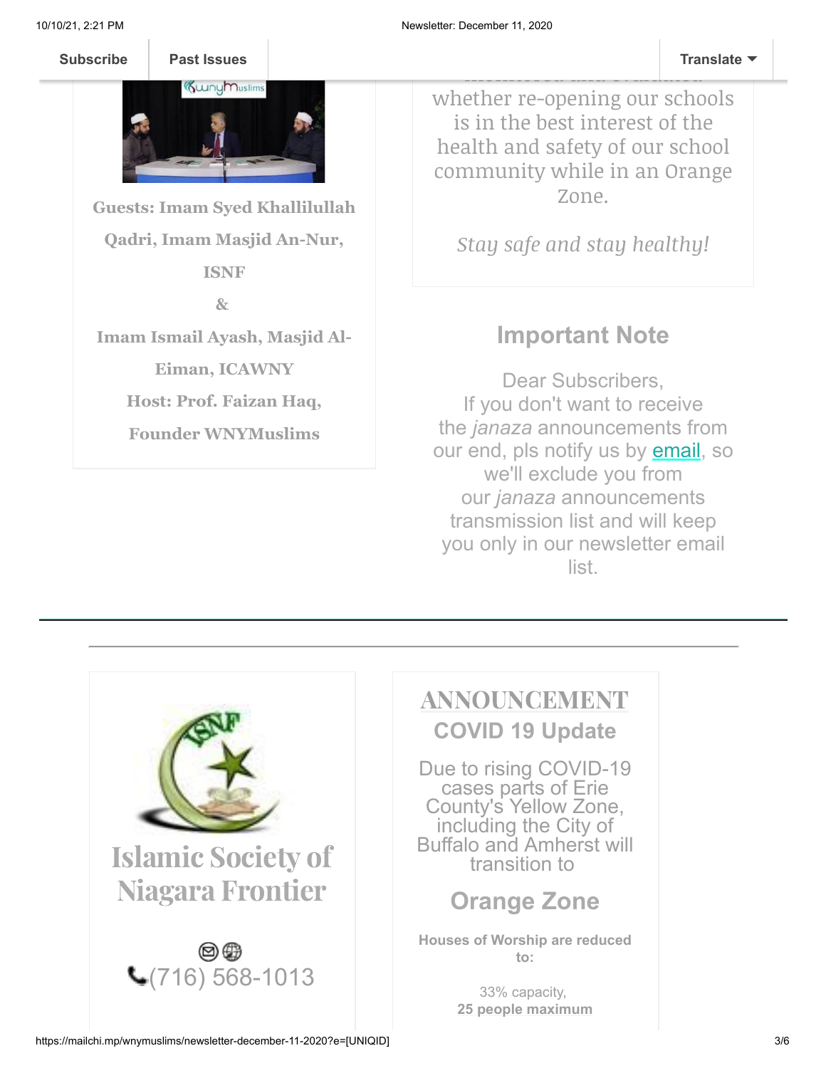Guests: Imam Syed Khallilullah Qadri, Imam Masjid An-Nur, ISNF

&

Imam Ismail Ayash, Masjid Al-Eiman, ICAWNY

Host: Prof. Faizan Haq, Founder WNYMuslims

whether re-opening our schools is in the best interest of the health and safety of our school community while in an Orange Zone.

*Stay safe and stay healthy!*

## Important Note

Dear Subscribers,
If you don't want to receive the *janaza* announcements from our end, pls notify us by email, so we'll exclude you from our *janaza* announcements transmission list and will keep you only in our newsletter email list.

---

# Islamic Society of Niagara Frontier

(716) 568-1013

# ANNOUNCEMENT

## COVID 19 Update

Due to rising COVID-19 cases parts of Erie County's Yellow Zone, including the City of Buffalo and Amherst will transition to

## Orange Zone

**Houses of Worship are reduced to:**

33% capacity,
**25 people maximum**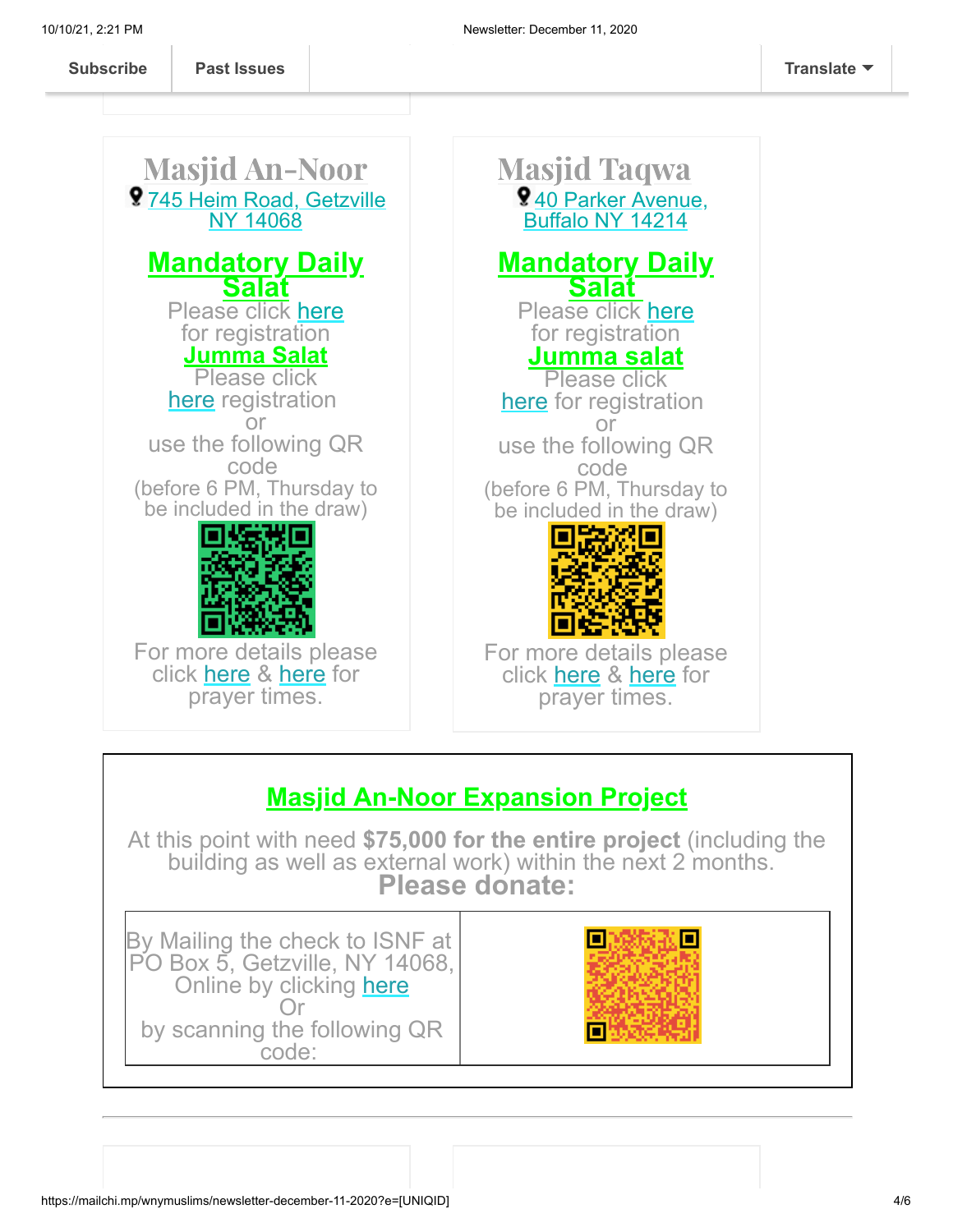Subscribe | Past Issues | Translate

## Masjid An-Noor

745 Heim Road, Getzville NY 14068

### Mandatory Daily Salat

Please click here for registration

### Jumma Salat

Please click here registration or use the following QR code (before 6 PM, Thursday to be included in the draw)

For more details please click here & here for prayer times.

## Masjid Taqwa

40 Parker Avenue, Buffalo NY 14214

### Mandatory Daily Salat

Please click here for registration

### Jumma salat

Please click here for registration or use the following QR code (before 6 PM, Thursday to be included in the draw)

For more details please click here & here for prayer times.

## Masjid An-Noor Expansion Project

At this point with need **$75,000 for the entire project** (including the building as well as external work) within the next 2 months.

**Please donate:**

By Mailing the check to ISNF at PO Box 5, Getzville, NY 14068,
Online by clicking here
Or
by scanning the following QR code: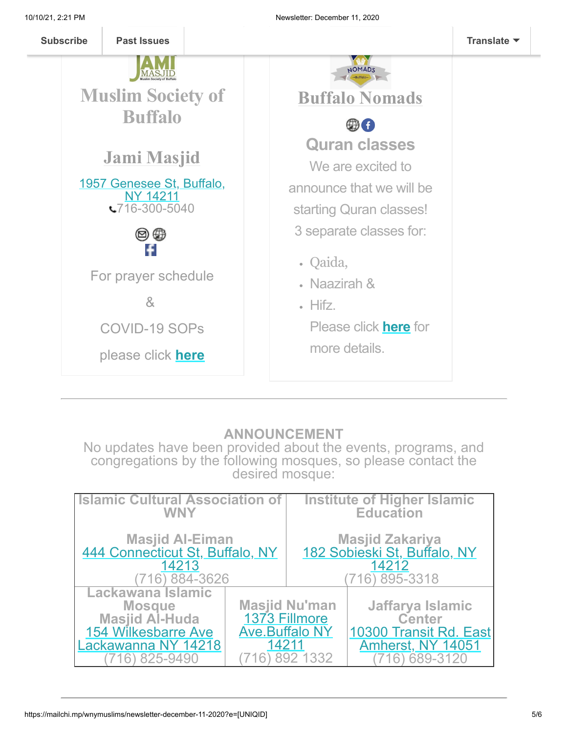Subscribe | Past Issues | Translate

## Muslim Society of Buffalo

### Jami Masjid

1957 Genesee St, Buffalo, NY 14211
716-300-5040

For prayer schedule

&

COVID-19 SOPs

please click **here**

## Buffalo Nomads

### Quran classes

We are excited to announce that we will be starting Quran classes!

3 separate classes for:

- Qaida,
- Naazirah &
- Hifz.

Please click **here** for more details.

---

**ANNOUNCEMENT**

No updates have been provided about the events, programs, and congregations by the following mosques, so please contact the desired mosque:

| | | |
|---|---|---|
| **Islamic Cultural Association of WNY**<br><br>**Masjid Al-Eiman**<br>444 Connecticut St, Buffalo, NY 14213<br>(716) 884-3626 | **Institute of Higher Islamic Education**<br><br>**Masjid Zakariya**<br>182 Sobieski St, Buffalo, NY 14212<br>(716) 895-3318 | |
| **Lackawana Islamic Mosque**<br>**Masjid Al-Huda**<br>154 Wilkesbarre Ave Lackawanna NY 14218<br>(716) 825-9490 | **Masjid Nu'man**<br>1373 Fillmore Ave.Buffalo NY 14211<br>(716) 892 1332 | **Jaffarya Islamic Center**<br>10300 Transit Rd. East Amherst, NY 14051<br>(716) 689-3120 |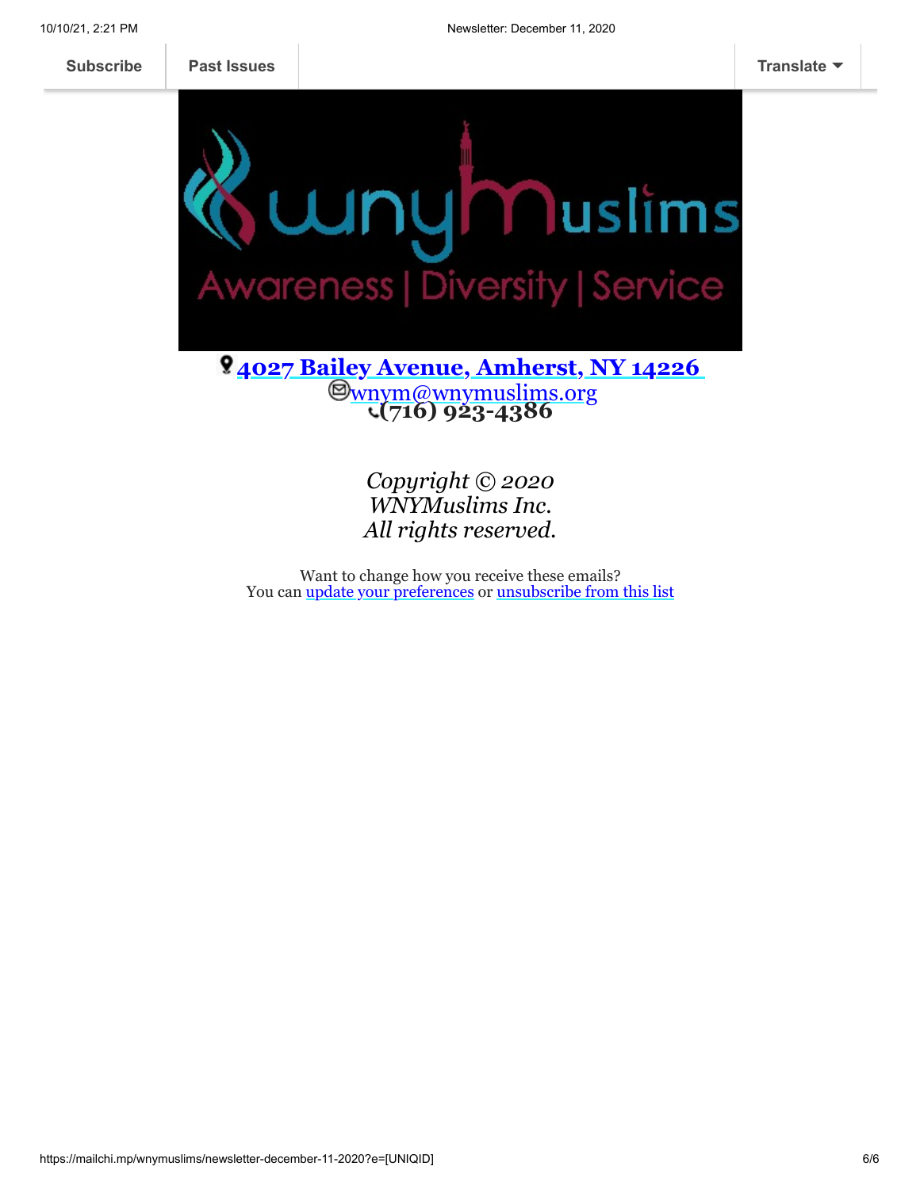Subscribe | Past Issues | Translate

**[4027 Bailey Avenue, Amherst, NY 14226](#)**
[wnym@wnymuslims.org](mailto:wnym@wnymuslims.org)
**(716) 923-4386**

*Copyright © 2020*
*WNYMuslims Inc.*
*All rights reserved.*

Want to change how you receive these emails?
You can [update your preferences](#) or [unsubscribe from this list](#)